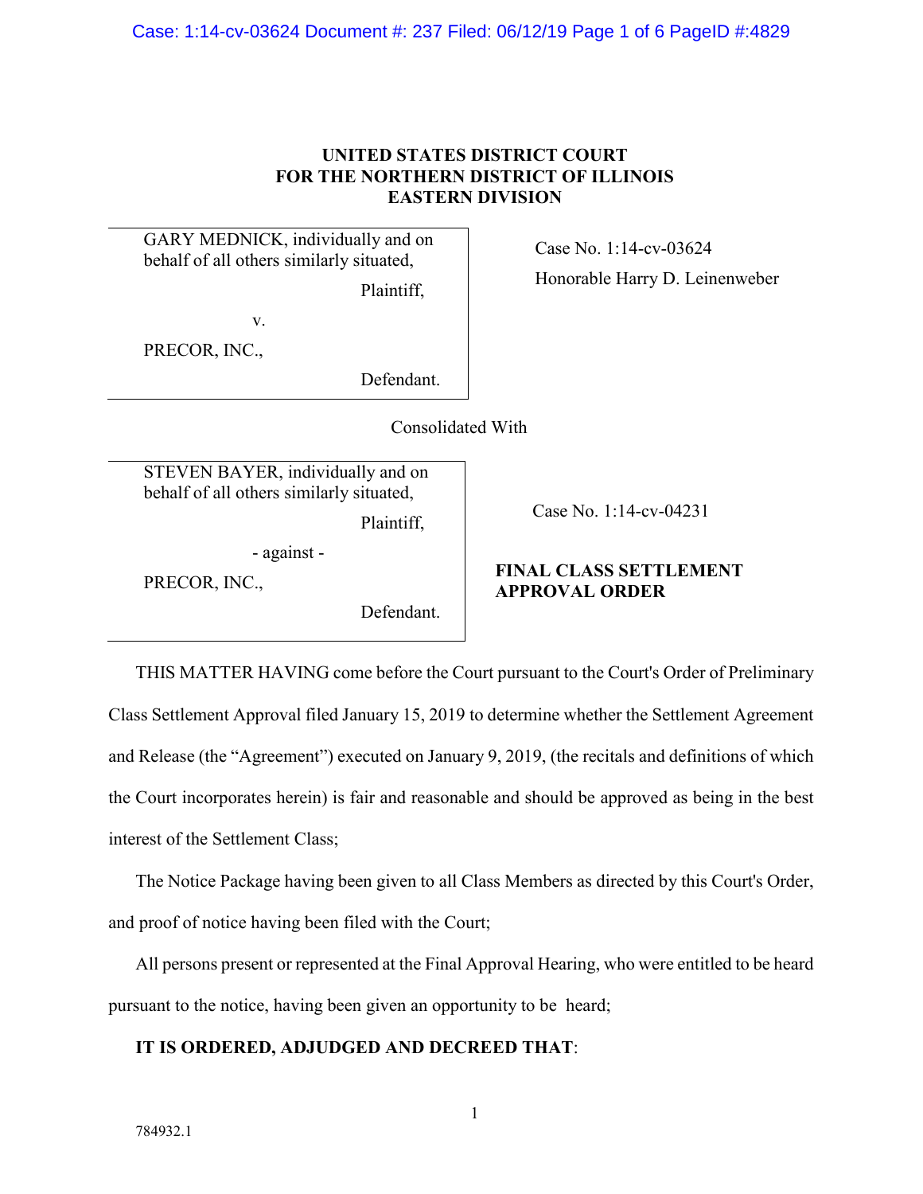**UNITED STATES DISTRICT COURT**
**FOR THE NORTHERN DISTRICT OF ILLINOIS**
**EASTERN DIVISION**

GARY MEDNICK, individually and on behalf of all others similarly situated,

Plaintiff,

v.

PRECOR, INC.,

Defendant.

Case No. 1:14-cv-03624

Honorable Harry D. Leinenweber

Consolidated With

STEVEN BAYER, individually and on behalf of all others similarly situated,

Plaintiff,

- against -

PRECOR, INC.,

Defendant.

Case No. 1:14-cv-04231

**FINAL CLASS SETTLEMENT APPROVAL ORDER**

THIS MATTER HAVING come before the Court pursuant to the Court's Order of Preliminary Class Settlement Approval filed January 15, 2019 to determine whether the Settlement Agreement and Release (the "Agreement") executed on January 9, 2019, (the recitals and definitions of which the Court incorporates herein) is fair and reasonable and should be approved as being in the best interest of the Settlement Class;

The Notice Package having been given to all Class Members as directed by this Court's Order, and proof of notice having been filed with the Court;

All persons present or represented at the Final Approval Hearing, who were entitled to be heard pursuant to the notice, having been given an opportunity to be heard;

**IT IS ORDERED, ADJUDGED AND DECREED THAT**:

784932.1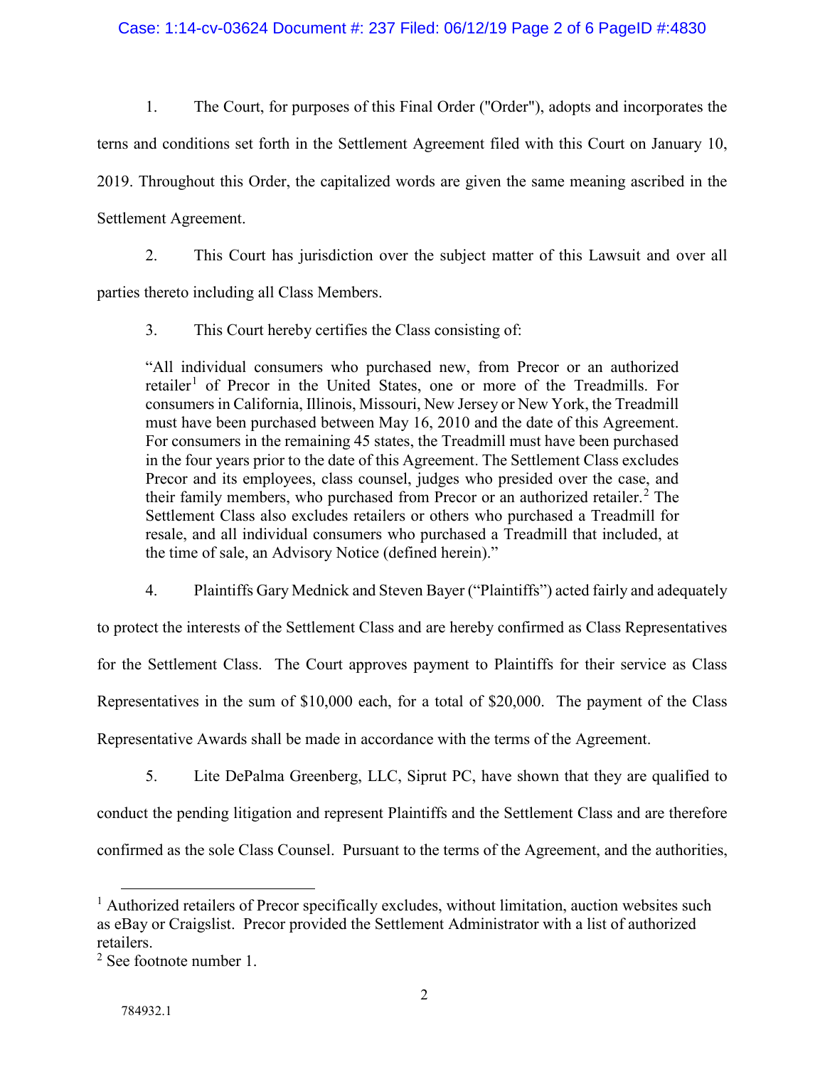1. The Court, for purposes of this Final Order ("Order"), adopts and incorporates the terns and conditions set forth in the Settlement Agreement filed with this Court on January 10, 2019. Throughout this Order, the capitalized words are given the same meaning ascribed in the Settlement Agreement.

2. This Court has jurisdiction over the subject matter of this Lawsuit and over all parties thereto including all Class Members.

3. This Court hereby certifies the Class consisting of:

> "All individual consumers who purchased new, from Precor or an authorized retailer[1] of Precor in the United States, one or more of the Treadmills. For consumers in California, Illinois, Missouri, New Jersey or New York, the Treadmill must have been purchased between May 16, 2010 and the date of this Agreement. For consumers in the remaining 45 states, the Treadmill must have been purchased in the four years prior to the date of this Agreement. The Settlement Class excludes Precor and its employees, class counsel, judges who presided over the case, and their family members, who purchased from Precor or an authorized retailer.[2] The Settlement Class also excludes retailers or others who purchased a Treadmill for resale, and all individual consumers who purchased a Treadmill that included, at the time of sale, an Advisory Notice (defined herein)."

4. Plaintiffs Gary Mednick and Steven Bayer ("Plaintiffs") acted fairly and adequately to protect the interests of the Settlement Class and are hereby confirmed as Class Representatives for the Settlement Class. The Court approves payment to Plaintiffs for their service as Class Representatives in the sum of $10,000 each, for a total of $20,000. The payment of the Class Representative Awards shall be made in accordance with the terms of the Agreement.

5. Lite DePalma Greenberg, LLC, Siprut PC, have shown that they are qualified to conduct the pending litigation and represent Plaintiffs and the Settlement Class and are therefore confirmed as the sole Class Counsel. Pursuant to the terms of the Agreement, and the authorities,

---

[1] Authorized retailers of Precor specifically excludes, without limitation, auction websites such as eBay or Craigslist. Precor provided the Settlement Administrator with a list of authorized retailers.

[2] See footnote number 1.

784932.1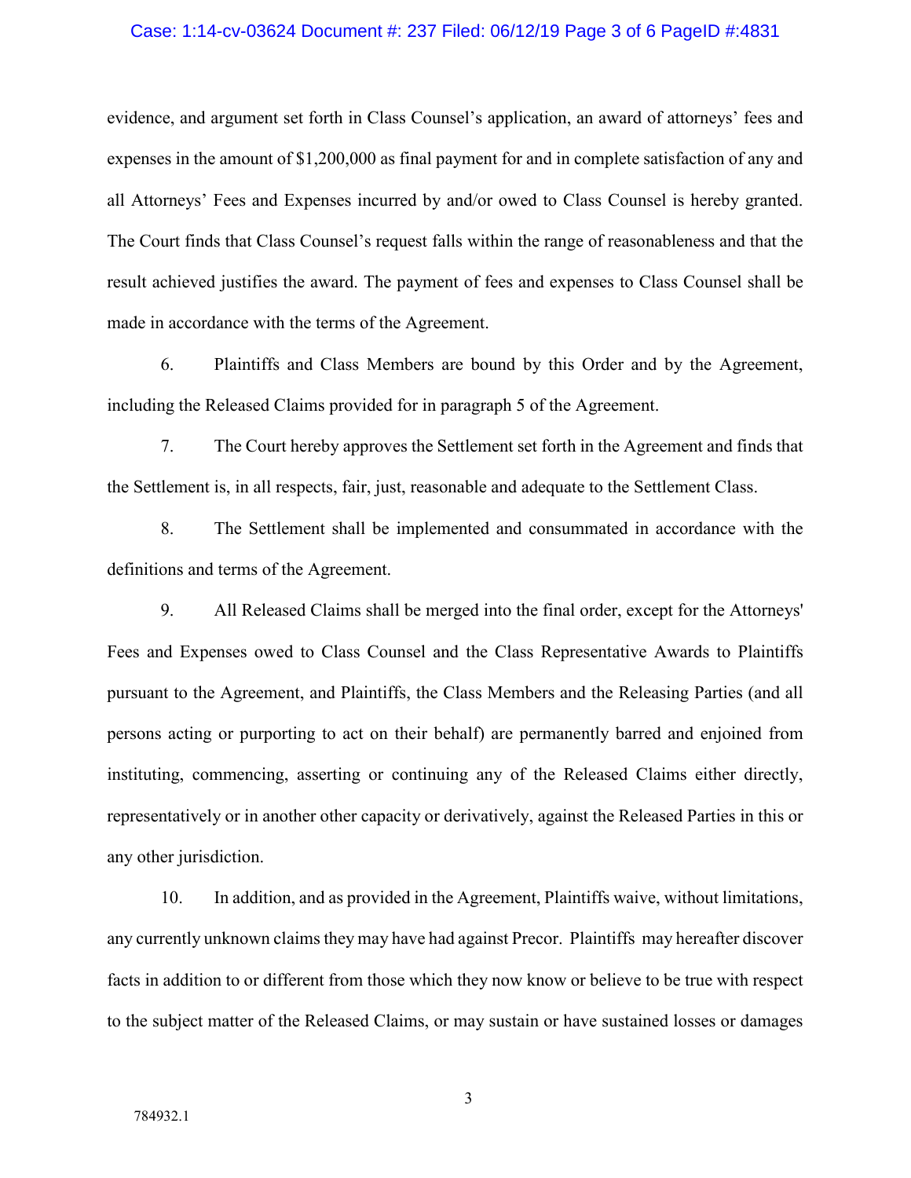evidence, and argument set forth in Class Counsel's application, an award of attorneys' fees and expenses in the amount of $1,200,000 as final payment for and in complete satisfaction of any and all Attorneys' Fees and Expenses incurred by and/or owed to Class Counsel is hereby granted. The Court finds that Class Counsel's request falls within the range of reasonableness and that the result achieved justifies the award. The payment of fees and expenses to Class Counsel shall be made in accordance with the terms of the Agreement.

6. Plaintiffs and Class Members are bound by this Order and by the Agreement, including the Released Claims provided for in paragraph 5 of the Agreement.

7. The Court hereby approves the Settlement set forth in the Agreement and finds that the Settlement is, in all respects, fair, just, reasonable and adequate to the Settlement Class.

8. The Settlement shall be implemented and consummated in accordance with the definitions and terms of the Agreement.

9. All Released Claims shall be merged into the final order, except for the Attorneys' Fees and Expenses owed to Class Counsel and the Class Representative Awards to Plaintiffs pursuant to the Agreement, and Plaintiffs, the Class Members and the Releasing Parties (and all persons acting or purporting to act on their behalf) are permanently barred and enjoined from instituting, commencing, asserting or continuing any of the Released Claims either directly, representatively or in another other capacity or derivatively, against the Released Parties in this or any other jurisdiction.

10. In addition, and as provided in the Agreement, Plaintiffs waive, without limitations, any currently unknown claims they may have had against Precor. Plaintiffs may hereafter discover facts in addition to or different from those which they now know or believe to be true with respect to the subject matter of the Released Claims, or may sustain or have sustained losses or damages

784932.1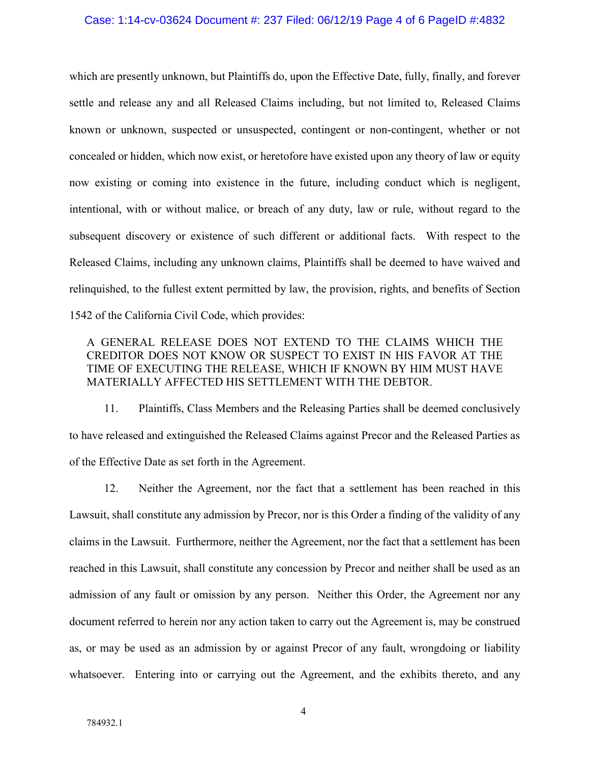which are presently unknown, but Plaintiffs do, upon the Effective Date, fully, finally, and forever settle and release any and all Released Claims including, but not limited to, Released Claims known or unknown, suspected or unsuspected, contingent or non-contingent, whether or not concealed or hidden, which now exist, or heretofore have existed upon any theory of law or equity now existing or coming into existence in the future, including conduct which is negligent, intentional, with or without malice, or breach of any duty, law or rule, without regard to the subsequent discovery or existence of such different or additional facts. With respect to the Released Claims, including any unknown claims, Plaintiffs shall be deemed to have waived and relinquished, to the fullest extent permitted by law, the provision, rights, and benefits of Section 1542 of the California Civil Code, which provides:

> A GENERAL RELEASE DOES NOT EXTEND TO THE CLAIMS WHICH THE CREDITOR DOES NOT KNOW OR SUSPECT TO EXIST IN HIS FAVOR AT THE TIME OF EXECUTING THE RELEASE, WHICH IF KNOWN BY HIM MUST HAVE MATERIALLY AFFECTED HIS SETTLEMENT WITH THE DEBTOR.

11. Plaintiffs, Class Members and the Releasing Parties shall be deemed conclusively to have released and extinguished the Released Claims against Precor and the Released Parties as of the Effective Date as set forth in the Agreement.

12. Neither the Agreement, nor the fact that a settlement has been reached in this Lawsuit, shall constitute any admission by Precor, nor is this Order a finding of the validity of any claims in the Lawsuit. Furthermore, neither the Agreement, nor the fact that a settlement has been reached in this Lawsuit, shall constitute any concession by Precor and neither shall be used as an admission of any fault or omission by any person. Neither this Order, the Agreement nor any document referred to herein nor any action taken to carry out the Agreement is, may be construed as, or may be used as an admission by or against Precor of any fault, wrongdoing or liability whatsoever. Entering into or carrying out the Agreement, and the exhibits thereto, and any

784932.1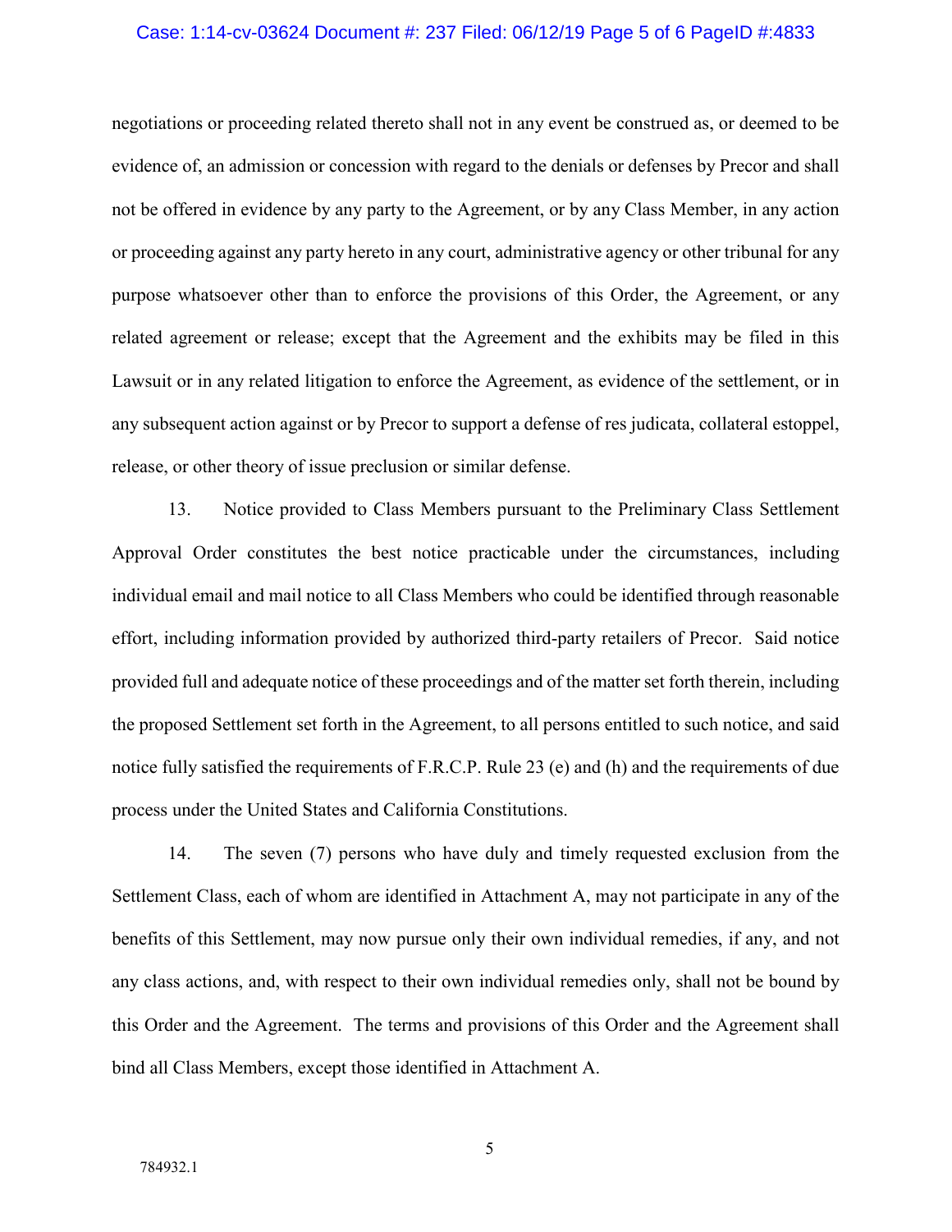negotiations or proceeding related thereto shall not in any event be construed as, or deemed to be evidence of, an admission or concession with regard to the denials or defenses by Precor and shall not be offered in evidence by any party to the Agreement, or by any Class Member, in any action or proceeding against any party hereto in any court, administrative agency or other tribunal for any purpose whatsoever other than to enforce the provisions of this Order, the Agreement, or any related agreement or release; except that the Agreement and the exhibits may be filed in this Lawsuit or in any related litigation to enforce the Agreement, as evidence of the settlement, or in any subsequent action against or by Precor to support a defense of res judicata, collateral estoppel, release, or other theory of issue preclusion or similar defense.

13. Notice provided to Class Members pursuant to the Preliminary Class Settlement Approval Order constitutes the best notice practicable under the circumstances, including individual email and mail notice to all Class Members who could be identified through reasonable effort, including information provided by authorized third-party retailers of Precor. Said notice provided full and adequate notice of these proceedings and of the matter set forth therein, including the proposed Settlement set forth in the Agreement, to all persons entitled to such notice, and said notice fully satisfied the requirements of F.R.C.P. Rule 23 (e) and (h) and the requirements of due process under the United States and California Constitutions.

14. The seven (7) persons who have duly and timely requested exclusion from the Settlement Class, each of whom are identified in Attachment A, may not participate in any of the benefits of this Settlement, may now pursue only their own individual remedies, if any, and not any class actions, and, with respect to their own individual remedies only, shall not be bound by this Order and the Agreement. The terms and provisions of this Order and the Agreement shall bind all Class Members, except those identified in Attachment A.

784932.1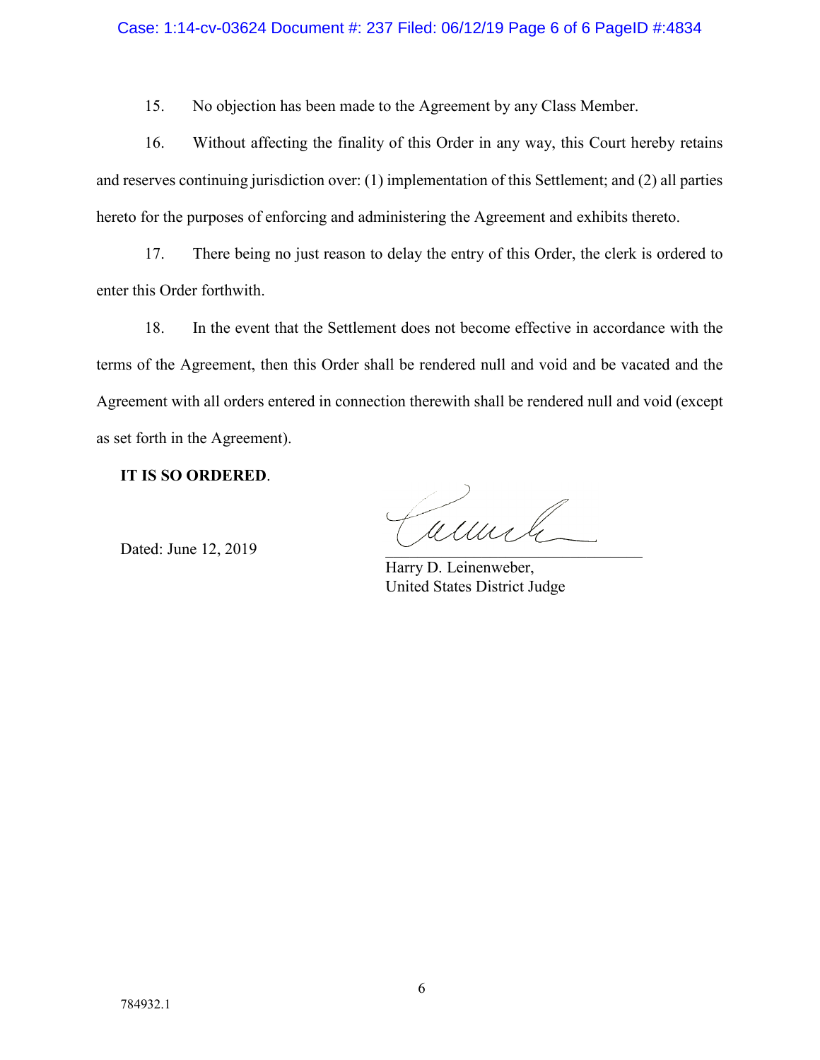15. No objection has been made to the Agreement by any Class Member.

16. Without affecting the finality of this Order in any way, this Court hereby retains and reserves continuing jurisdiction over: (1) implementation of this Settlement; and (2) all parties hereto for the purposes of enforcing and administering the Agreement and exhibits thereto.

17. There being no just reason to delay the entry of this Order, the clerk is ordered to enter this Order forthwith.

18. In the event that the Settlement does not become effective in accordance with the terms of the Agreement, then this Order shall be rendered null and void and be vacated and the Agreement with all orders entered in connection therewith shall be rendered null and void (except as set forth in the Agreement).

**IT IS SO ORDERED**.

Dated: June 12, 2019

Harry D. Leinenweber,
United States District Judge

784932.1